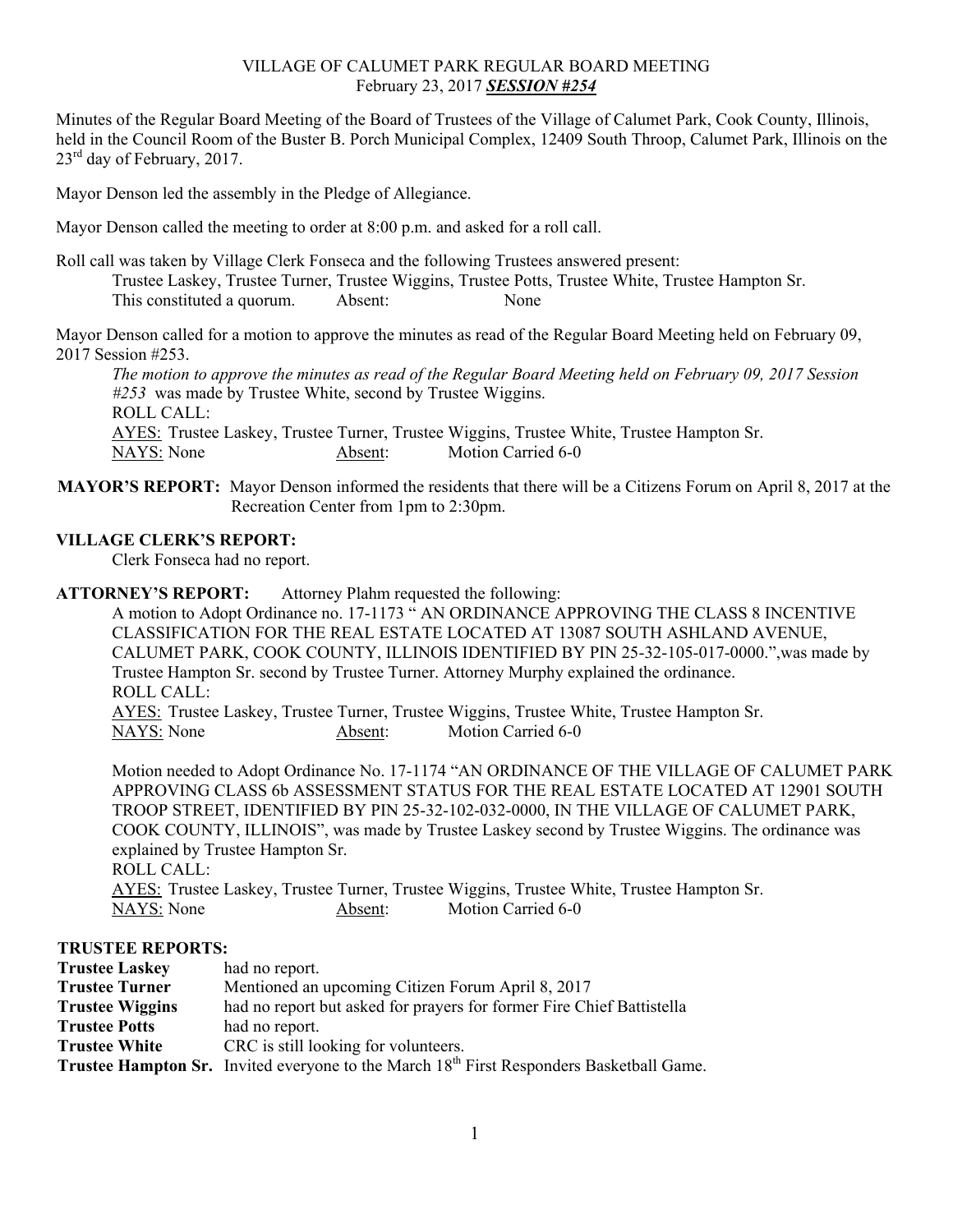VILLAGE OF CALUMET PARK REGULAR BOARD MEETING
February 23, 2017 ***SESSION #254***

Minutes of the Regular Board Meeting of the Board of Trustees of the Village of Calumet Park, Cook County, Illinois, held in the Council Room of the Buster B. Porch Municipal Complex, 12409 South Throop, Calumet Park, Illinois on the 23rd day of February, 2017.

Mayor Denson led the assembly in the Pledge of Allegiance.

Mayor Denson called the meeting to order at 8:00 p.m. and asked for a roll call.

Roll call was taken by Village Clerk Fonseca and the following Trustees answered present:
Trustee Laskey, Trustee Turner, Trustee Wiggins, Trustee Potts, Trustee White, Trustee Hampton Sr.
This constituted a quorum. Absent: None

Mayor Denson called for a motion to approve the minutes as read of the Regular Board Meeting held on February 09, 2017 Session #253.

*The motion to approve the minutes as read of the Regular Board Meeting held on February 09, 2017 Session #253* was made by Trustee White, second by Trustee Wiggins.
ROLL CALL:
AYES: Trustee Laskey, Trustee Turner, Trustee Wiggins, Trustee White, Trustee Hampton Sr.
NAYS: None Absent: Motion Carried 6-0

**MAYOR'S REPORT:** Mayor Denson informed the residents that there will be a Citizens Forum on April 8, 2017 at the Recreation Center from 1pm to 2:30pm.

**VILLAGE CLERK'S REPORT:**
Clerk Fonseca had no report.

**ATTORNEY'S REPORT:** Attorney Plahm requested the following:

A motion to Adopt Ordinance no. 17-1173 " AN ORDINANCE APPROVING THE CLASS 8 INCENTIVE CLASSIFICATION FOR THE REAL ESTATE LOCATED AT 13087 SOUTH ASHLAND AVENUE, CALUMET PARK, COOK COUNTY, ILLINOIS IDENTIFIED BY PIN 25-32-105-017-0000.",was made by Trustee Hampton Sr. second by Trustee Turner. Attorney Murphy explained the ordinance.
ROLL CALL:
AYES: Trustee Laskey, Trustee Turner, Trustee Wiggins, Trustee White, Trustee Hampton Sr.
NAYS: None Absent: Motion Carried 6-0

Motion needed to Adopt Ordinance No. 17-1174 "AN ORDINANCE OF THE VILLAGE OF CALUMET PARK APPROVING CLASS 6b ASSESSMENT STATUS FOR THE REAL ESTATE LOCATED AT 12901 SOUTH TROOP STREET, IDENTIFIED BY PIN 25-32-102-032-0000, IN THE VILLAGE OF CALUMET PARK, COOK COUNTY, ILLINOIS", was made by Trustee Laskey second by Trustee Wiggins. The ordinance was explained by Trustee Hampton Sr.
ROLL CALL:
AYES: Trustee Laskey, Trustee Turner, Trustee Wiggins, Trustee White, Trustee Hampton Sr.
NAYS: None Absent: Motion Carried 6-0

**TRUSTEE REPORTS:**

**Trustee Laskey** had no report.
**Trustee Turner** Mentioned an upcoming Citizen Forum April 8, 2017
**Trustee Wiggins** had no report but asked for prayers for former Fire Chief Battistella
**Trustee Potts** had no report.
**Trustee White** CRC is still looking for volunteers.
**Trustee Hampton Sr.** Invited everyone to the March 18th First Responders Basketball Game.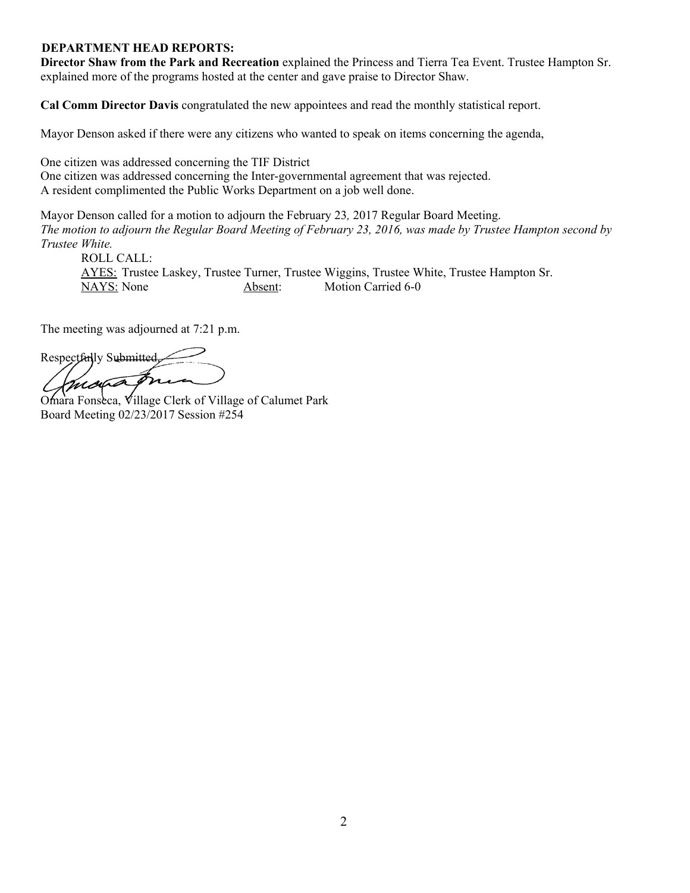**DEPARTMENT HEAD REPORTS:**

**Director Shaw from the Park and Recreation** explained the Princess and Tierra Tea Event. Trustee Hampton Sr. explained more of the programs hosted at the center and gave praise to Director Shaw.

**Cal Comm Director Davis** congratulated the new appointees and read the monthly statistical report.

Mayor Denson asked if there were any citizens who wanted to speak on items concerning the agenda,

One citizen was addressed concerning the TIF District
One citizen was addressed concerning the Inter-governmental agreement that was rejected.
A resident complimented the Public Works Department on a job well done.

Mayor Denson called for a motion to adjourn the February 23, 2017 Regular Board Meeting.
*The motion to adjourn the Regular Board Meeting of February 23, 2016, was made by Trustee Hampton second by Trustee White.*

ROLL CALL:
AYES: Trustee Laskey, Trustee Turner, Trustee Wiggins, Trustee White, Trustee Hampton Sr.
NAYS: None Absent: Motion Carried 6-0

The meeting was adjourned at 7:21 p.m.

Respectfully Submitted,

Omara Fonseca, Village Clerk of Village of Calumet Park
Board Meeting 02/23/2017 Session #254